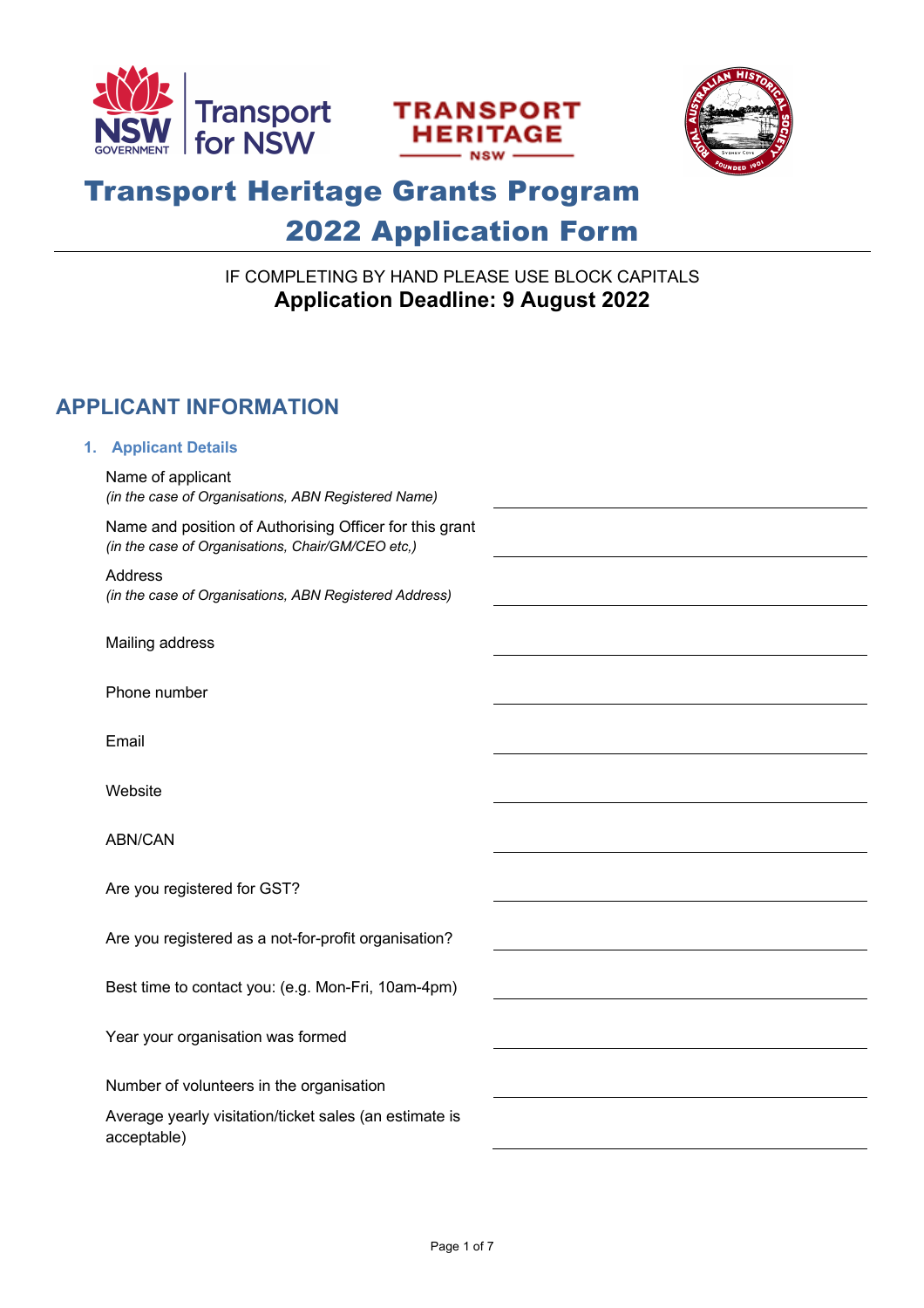# Transport Heritage Grants Program

# 2022 Application Form

IF COMPLETING BY HAND PLEASE USE BLOCK CAPITALS

**Application Deadline: 9 August 2022**

## APPLICANT INFORMATION

### 1. Applicant Details

| | |
|---|---|
| Name of applicant<br>*(in the case of Organisations, ABN Registered Name)* | |
| Name and position of Authorising Officer for this grant<br>*(in the case of Organisations, Chair/GM/CEO etc,)* | |
| Address<br>*(in the case of Organisations, ABN Registered Address)* | |
| Mailing address | |
| Phone number | |
| Email | |
| Website | |
| ABN/CAN | |
| Are you registered for GST? | |
| Are you registered as a not-for-profit organisation? | |
| Best time to contact you: (e.g. Mon-Fri, 10am-4pm) | |
| Year your organisation was formed | |
| Number of volunteers in the organisation | |
| Average yearly visitation/ticket sales (an estimate is acceptable) | |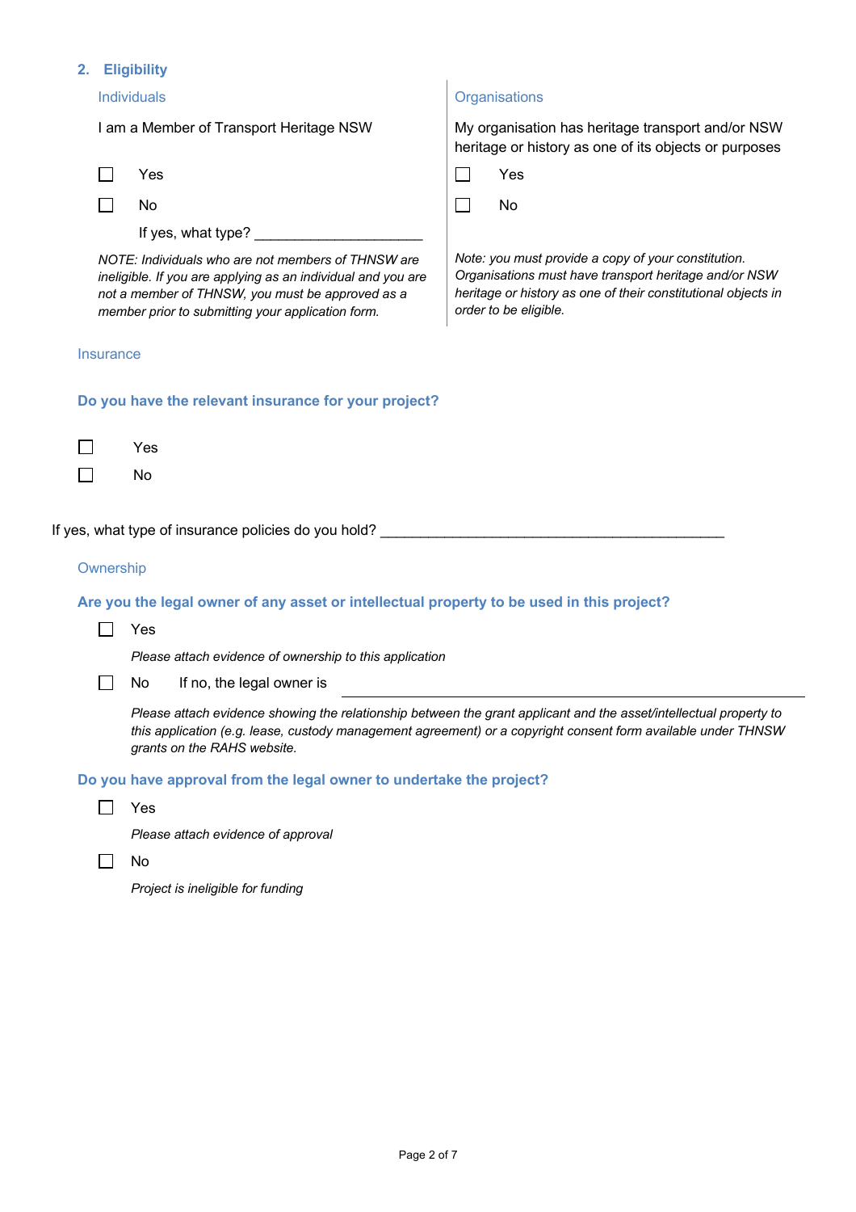## 2. Eligibility

### Individuals

I am a Member of Transport Heritage NSW

☐ Yes

☐ No

If yes, what type? ____________________

*NOTE: Individuals who are not members of THNSW are ineligible. If you are applying as an individual and you are not a member of THNSW, you must be approved as a member prior to submitting your application form.*

### Organisations

My organisation has heritage transport and/or NSW heritage or history as one of its objects or purposes

☐ Yes

☐ No

*Note: you must provide a copy of your constitution. Organisations must have transport heritage and/or NSW heritage or history as one of their constitutional objects in order to be eligible.*

### Insurance

**Do you have the relevant insurance for your project?**

☐ Yes

☐ No

If yes, what type of insurance policies do you hold? ____________________________________________

### Ownership

**Are you the legal owner of any asset or intellectual property to be used in this project?**

☐ Yes

*Please attach evidence of ownership to this application*

☐ No If no, the legal owner is ____________________________________________

*Please attach evidence showing the relationship between the grant applicant and the asset/intellectual property to this application (e.g. lease, custody management agreement) or a copyright consent form available under THNSW grants on the RAHS website.*

**Do you have approval from the legal owner to undertake the project?**

☐ Yes

*Please attach evidence of approval*

☐ No

*Project is ineligible for funding*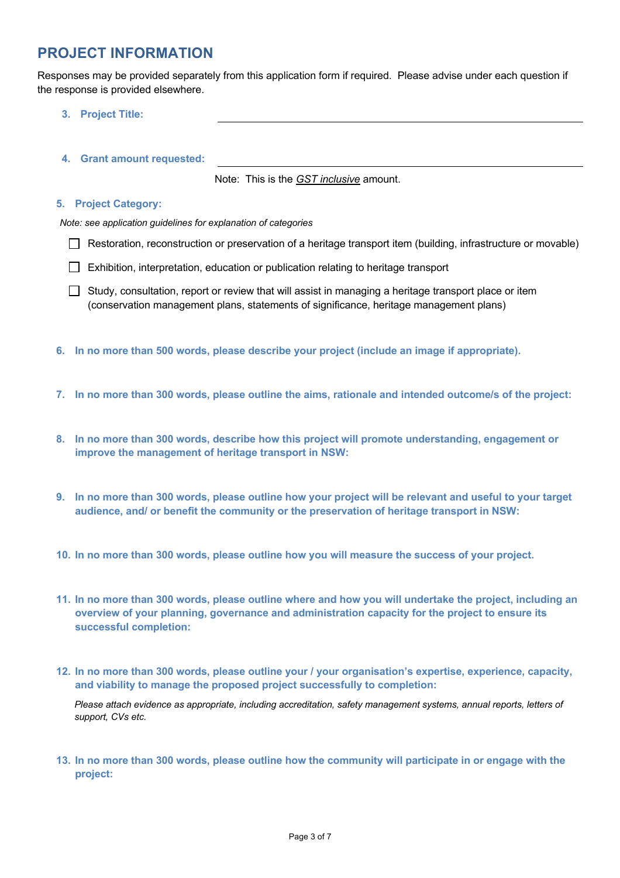## PROJECT INFORMATION

Responses may be provided separately from this application form if required. Please advise under each question if the response is provided elsewhere.

**3. Project Title:** ______________________________

**4. Grant amount requested:** ______________________________

Note: This is the *GST inclusive* amount.

**5. Project Category:**

*Note: see application guidelines for explanation of categories*

- ☐ Restoration, reconstruction or preservation of a heritage transport item (building, infrastructure or movable)
- ☐ Exhibition, interpretation, education or publication relating to heritage transport
- ☐ Study, consultation, report or review that will assist in managing a heritage transport place or item (conservation management plans, statements of significance, heritage management plans)

**6. In no more than 500 words, please describe your project (include an image if appropriate).**

**7. In no more than 300 words, please outline the aims, rationale and intended outcome/s of the project:**

**8. In no more than 300 words, describe how this project will promote understanding, engagement or improve the management of heritage transport in NSW:**

**9. In no more than 300 words, please outline how your project will be relevant and useful to your target audience, and/ or benefit the community or the preservation of heritage transport in NSW:**

**10. In no more than 300 words, please outline how you will measure the success of your project.**

**11. In no more than 300 words, please outline where and how you will undertake the project, including an overview of your planning, governance and administration capacity for the project to ensure its successful completion:**

**12. In no more than 300 words, please outline your / your organisation's expertise, experience, capacity, and viability to manage the proposed project successfully to completion:**

*Please attach evidence as appropriate, including accreditation, safety management systems, annual reports, letters of support, CVs etc.*

**13. In no more than 300 words, please outline how the community will participate in or engage with the project:**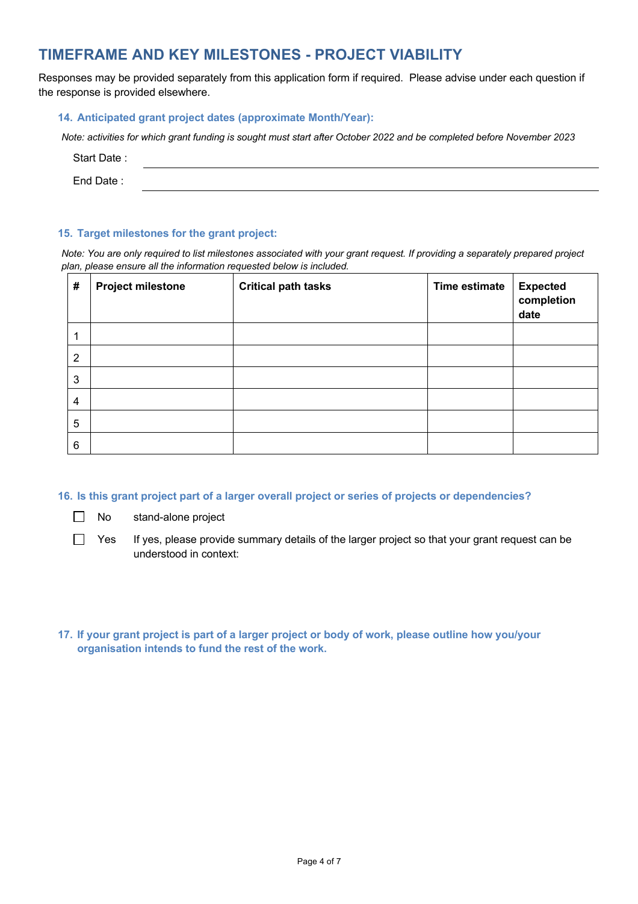## TIMEFRAME AND KEY MILESTONES - PROJECT VIABILITY

Responses may be provided separately from this application form if required. Please advise under each question if the response is provided elsewhere.

### 14. Anticipated grant project dates (approximate Month/Year):

*Note: activities for which grant funding is sought must start after October 2022 and be completed before November 2023*

Start Date : ______________________________

End Date : ______________________________

### 15. Target milestones for the grant project:

*Note: You are only required to list milestones associated with your grant request. If providing a separately prepared project plan, please ensure all the information requested below is included.*

| # | Project milestone | Critical path tasks | Time estimate | Expected completion date |
|---|---|---|---|---|
| 1 | | | | |
| 2 | | | | |
| 3 | | | | |
| 4 | | | | |
| 5 | | | | |
| 6 | | | | |

### 16. Is this grant project part of a larger overall project or series of projects or dependencies?

☐ No stand-alone project

☐ Yes If yes, please provide summary details of the larger project so that your grant request can be understood in context:

### 17. If your grant project is part of a larger project or body of work, please outline how you/your organisation intends to fund the rest of the work.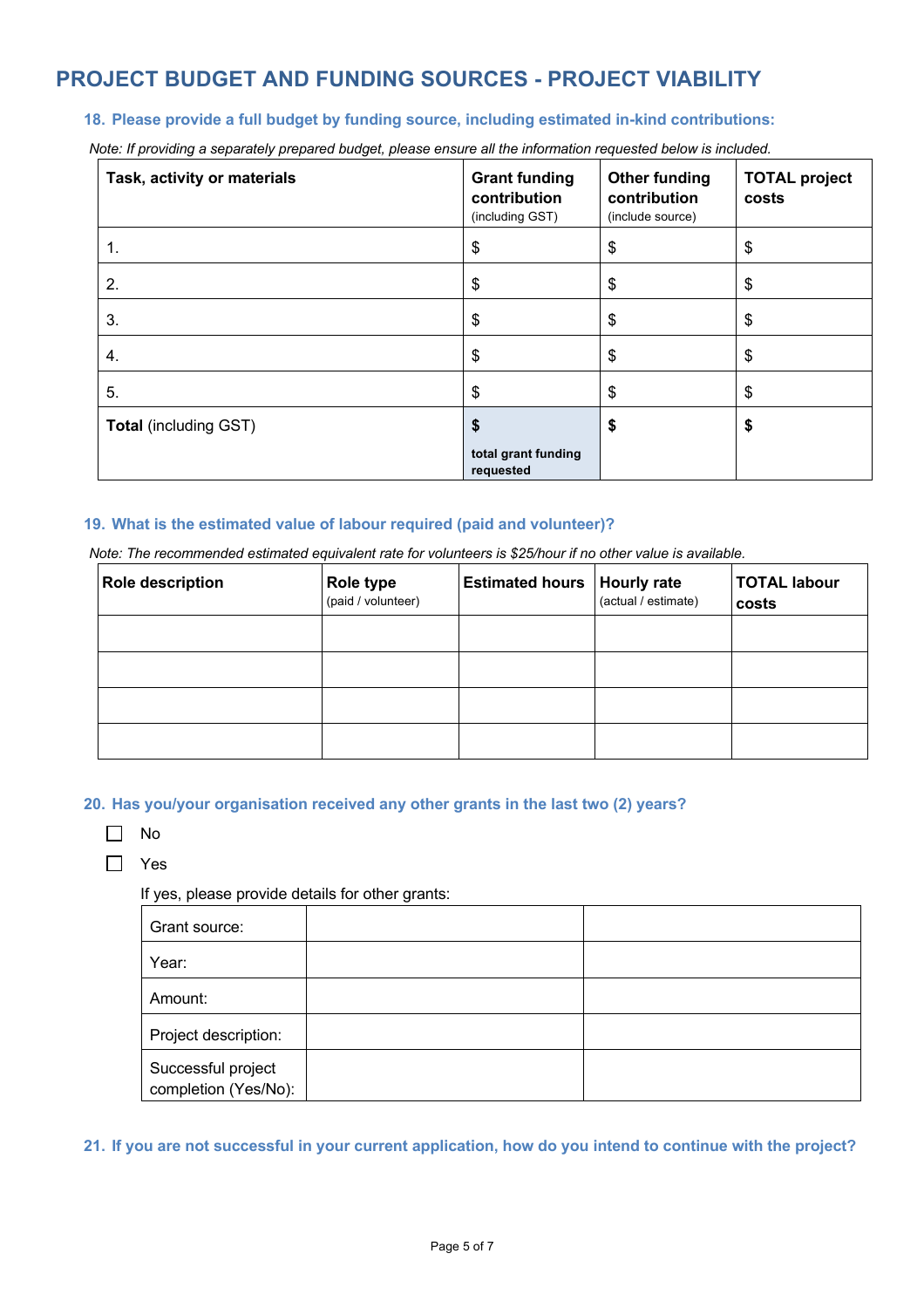## PROJECT BUDGET AND FUNDING SOURCES - PROJECT VIABILITY

### 18. Please provide a full budget by funding source, including estimated in-kind contributions:

*Note: If providing a separately prepared budget, please ensure all the information requested below is included.*

| Task, activity or materials | Grant funding contribution (including GST) | Other funding contribution (include source) | TOTAL project costs |
|---|---|---|---|
| 1. | $ | $ | $ |
| 2. | $ | $ | $ |
| 3. | $ | $ | $ |
| 4. | $ | $ | $ |
| 5. | $ | $ | $ |
| **Total** (including GST) | **$** **total grant funding requested** | **$** | **$** |

### 19. What is the estimated value of labour required (paid and volunteer)?

*Note: The recommended estimated equivalent rate for volunteers is $25/hour if no other value is available.*

| Role description | Role type (paid / volunteer) | Estimated hours | Hourly rate (actual / estimate) | TOTAL labour costs |
|---|---|---|---|---|
| | | | | |
| | | | | |
| | | | | |
| | | | | |

### 20. Has you/your organisation received any other grants in the last two (2) years?

- ☐ No
- ☐ Yes

If yes, please provide details for other grants:

| | | |
|---|---|---|
| Grant source: | | |
| Year: | | |
| Amount: | | |
| Project description: | | |
| Successful project completion (Yes/No): | | |

### 21. If you are not successful in your current application, how do you intend to continue with the project?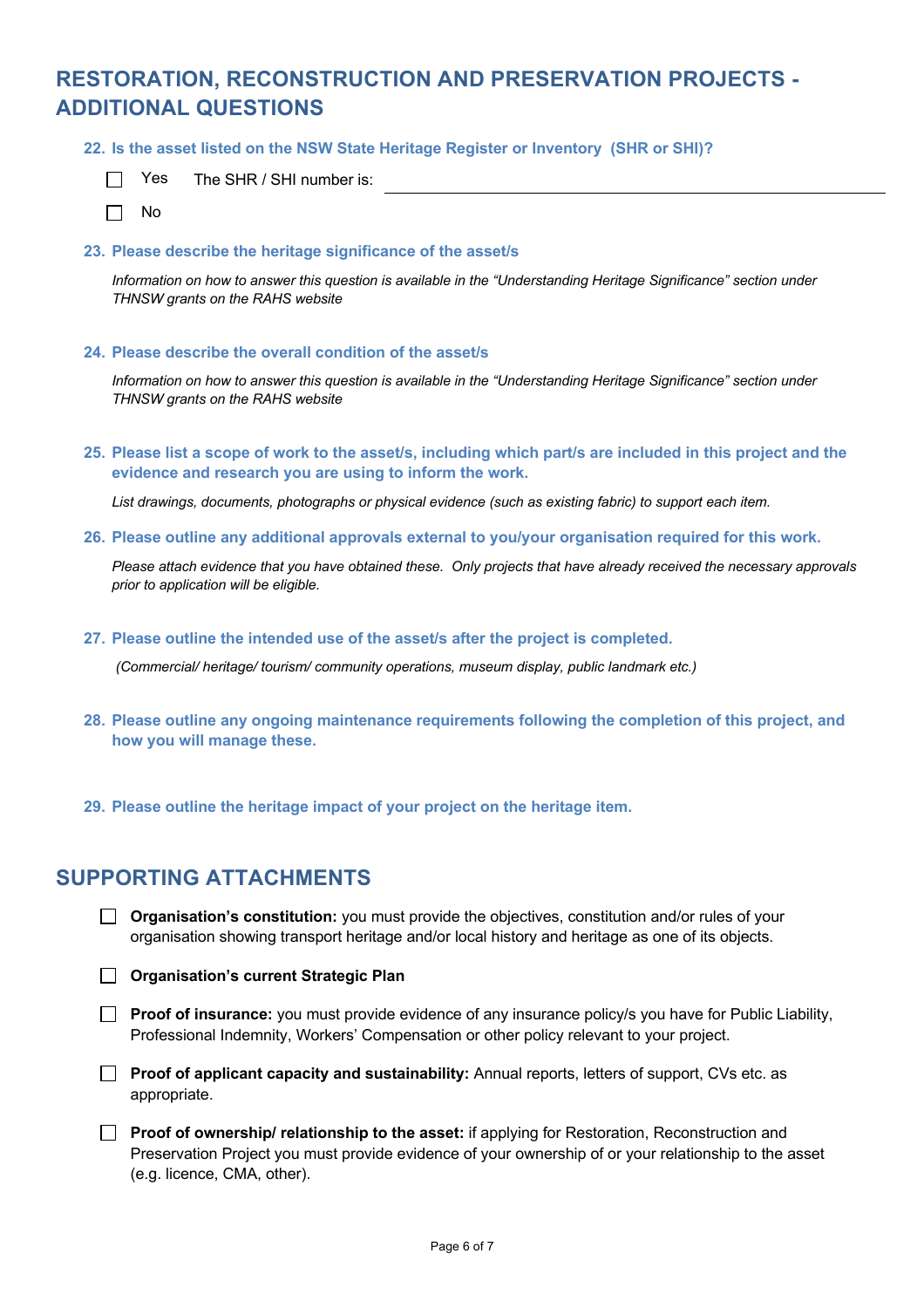## RESTORATION, RECONSTRUCTION AND PRESERVATION PROJECTS - ADDITIONAL QUESTIONS

**22. Is the asset listed on the NSW State Heritage Register or Inventory (SHR or SHI)?**

☐ Yes The SHR / SHI number is: ______________________________

☐ No

**23. Please describe the heritage significance of the asset/s**

*Information on how to answer this question is available in the "Understanding Heritage Significance" section under THNSW grants on the RAHS website*

**24. Please describe the overall condition of the asset/s**

*Information on how to answer this question is available in the "Understanding Heritage Significance" section under THNSW grants on the RAHS website*

**25. Please list a scope of work to the asset/s, including which part/s are included in this project and the evidence and research you are using to inform the work.**

*List drawings, documents, photographs or physical evidence (such as existing fabric) to support each item.*

**26. Please outline any additional approvals external to you/your organisation required for this work.**

*Please attach evidence that you have obtained these. Only projects that have already received the necessary approvals prior to application will be eligible.*

**27. Please outline the intended use of the asset/s after the project is completed.**

*(Commercial/ heritage/ tourism/ community operations, museum display, public landmark etc.)*

**28. Please outline any ongoing maintenance requirements following the completion of this project, and how you will manage these.**

**29. Please outline the heritage impact of your project on the heritage item.**

## SUPPORTING ATTACHMENTS

☐ **Organisation's constitution:** you must provide the objectives, constitution and/or rules of your organisation showing transport heritage and/or local history and heritage as one of its objects.

☐ **Organisation's current Strategic Plan**

☐ **Proof of insurance:** you must provide evidence of any insurance policy/s you have for Public Liability, Professional Indemnity, Workers' Compensation or other policy relevant to your project.

☐ **Proof of applicant capacity and sustainability:** Annual reports, letters of support, CVs etc. as appropriate.

☐ **Proof of ownership/ relationship to the asset:** if applying for Restoration, Reconstruction and Preservation Project you must provide evidence of your ownership of or your relationship to the asset (e.g. licence, CMA, other).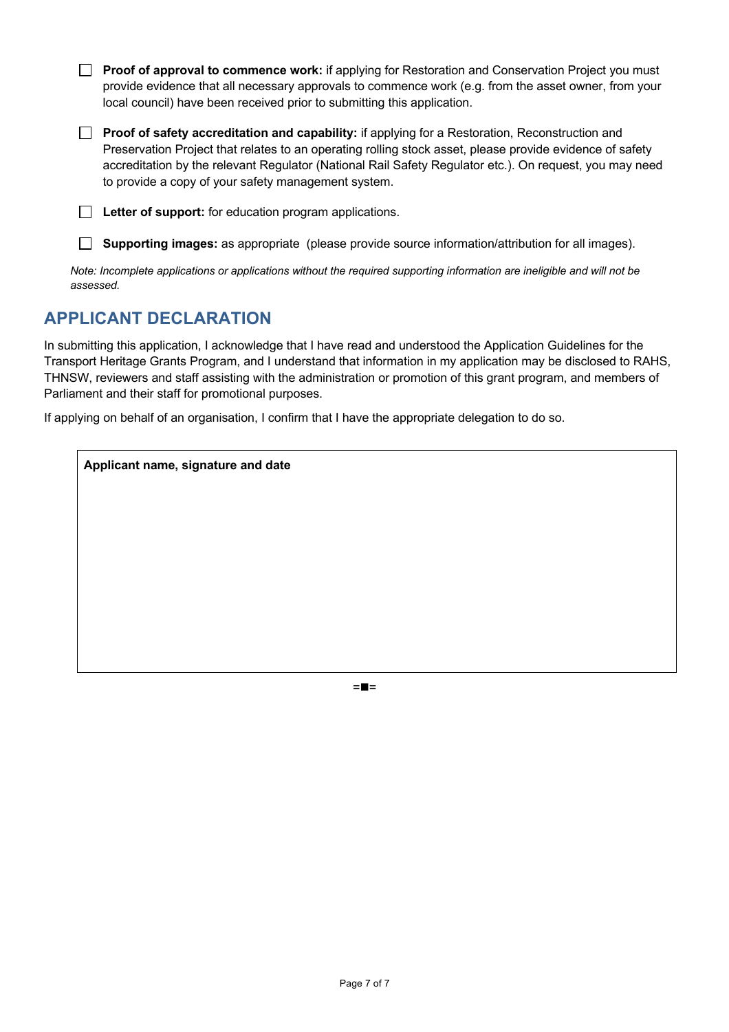- [ ] **Proof of approval to commence work:** if applying for Restoration and Conservation Project you must provide evidence that all necessary approvals to commence work (e.g. from the asset owner, from your local council) have been received prior to submitting this application.
- [ ] **Proof of safety accreditation and capability:** if applying for a Restoration, Reconstruction and Preservation Project that relates to an operating rolling stock asset, please provide evidence of safety accreditation by the relevant Regulator (National Rail Safety Regulator etc.). On request, you may need to provide a copy of your safety management system.
- [ ] **Letter of support:** for education program applications.
- [ ] **Supporting images:** as appropriate (please provide source information/attribution for all images).

*Note: Incomplete applications or applications without the required supporting information are ineligible and will not be assessed.*

## APPLICANT DECLARATION

In submitting this application, I acknowledge that I have read and understood the Application Guidelines for the Transport Heritage Grants Program, and I understand that information in my application may be disclosed to RAHS, THNSW, reviewers and staff assisting with the administration or promotion of this grant program, and members of Parliament and their staff for promotional purposes.

If applying on behalf of an organisation, I confirm that I have the appropriate delegation to do so.

| **Applicant name, signature and date** |
| --- |
| |

=■=